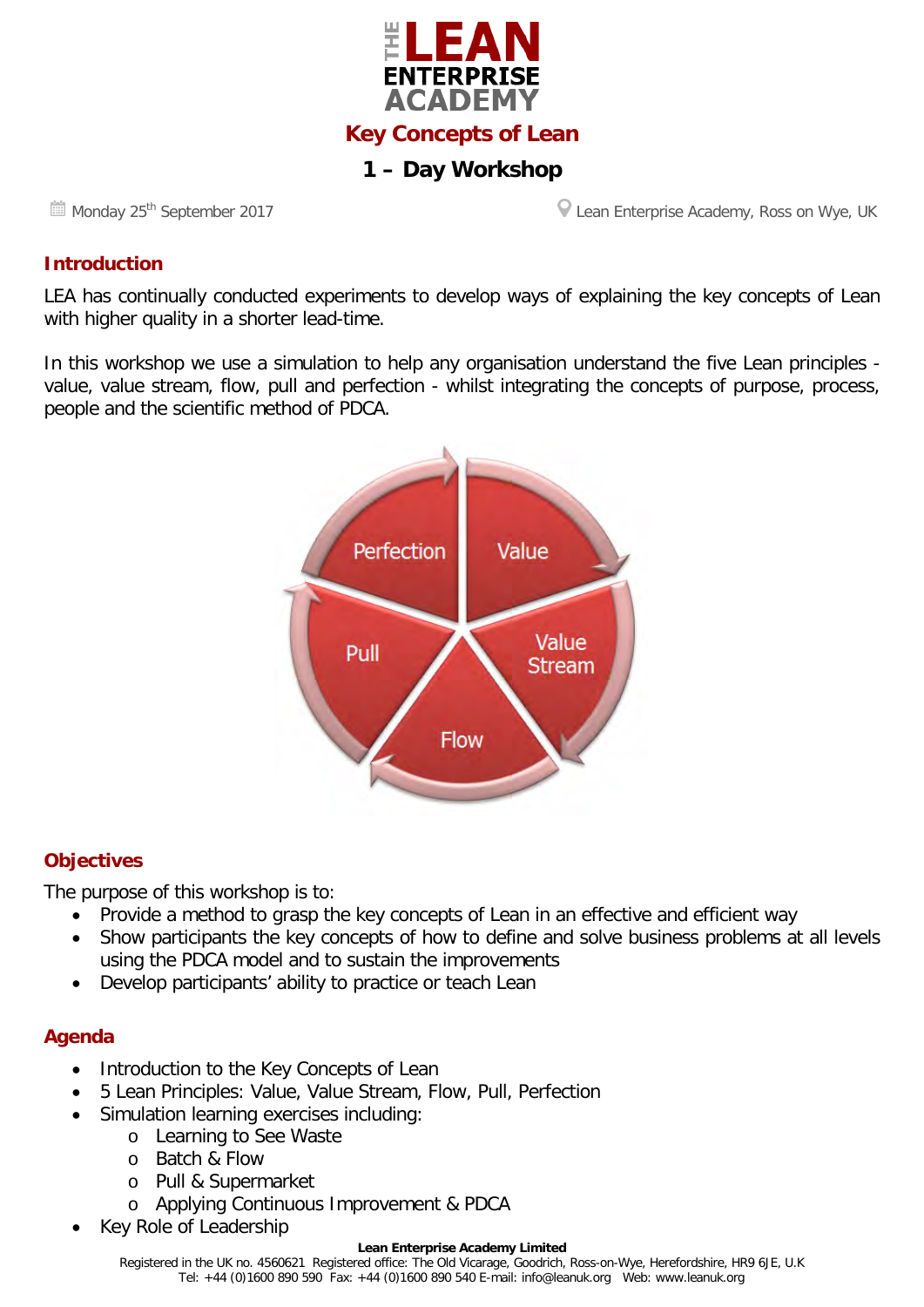# THE LEAN ENTERPRISE ACADEMY

## Key Concepts of Lean

## 1 – Day Workshop

Monday 25th September 2017 | Lean Enterprise Academy, Ross on Wye, UK

### Introduction

LEA has continually conducted experiments to develop ways of explaining the key concepts of Lean with higher quality in a shorter lead-time.

In this workshop we use a simulation to help any organisation understand the five Lean principles - value, value stream, flow, pull and perfection - whilst integrating the concepts of purpose, process, people and the scientific method of PDCA.

Perfection
Value
Value Stream
Flow
Pull

### Objectives

The purpose of this workshop is to:

- Provide a method to grasp the key concepts of Lean in an effective and efficient way
- Show participants the key concepts of how to define and solve business problems at all levels using the PDCA model and to sustain the improvements
- Develop participants' ability to practice or teach Lean

### Agenda

- Introduction to the Key Concepts of Lean
- 5 Lean Principles: Value, Value Stream, Flow, Pull, Perfection
- Simulation learning exercises including:
  - Learning to See Waste
  - Batch & Flow
  - Pull & Supermarket
  - Applying Continuous Improvement & PDCA
- Key Role of Leadership

**Lean Enterprise Academy Limited**
Registered in the UK no. 4560621 Registered office: The Old Vicarage, Goodrich, Ross-on-Wye, Herefordshire, HR9 6JE, U.K
Tel: +44 (0)1600 890 590 Fax: +44 (0)1600 890 540 E-mail: info@leanuk.org Web: www.leanuk.org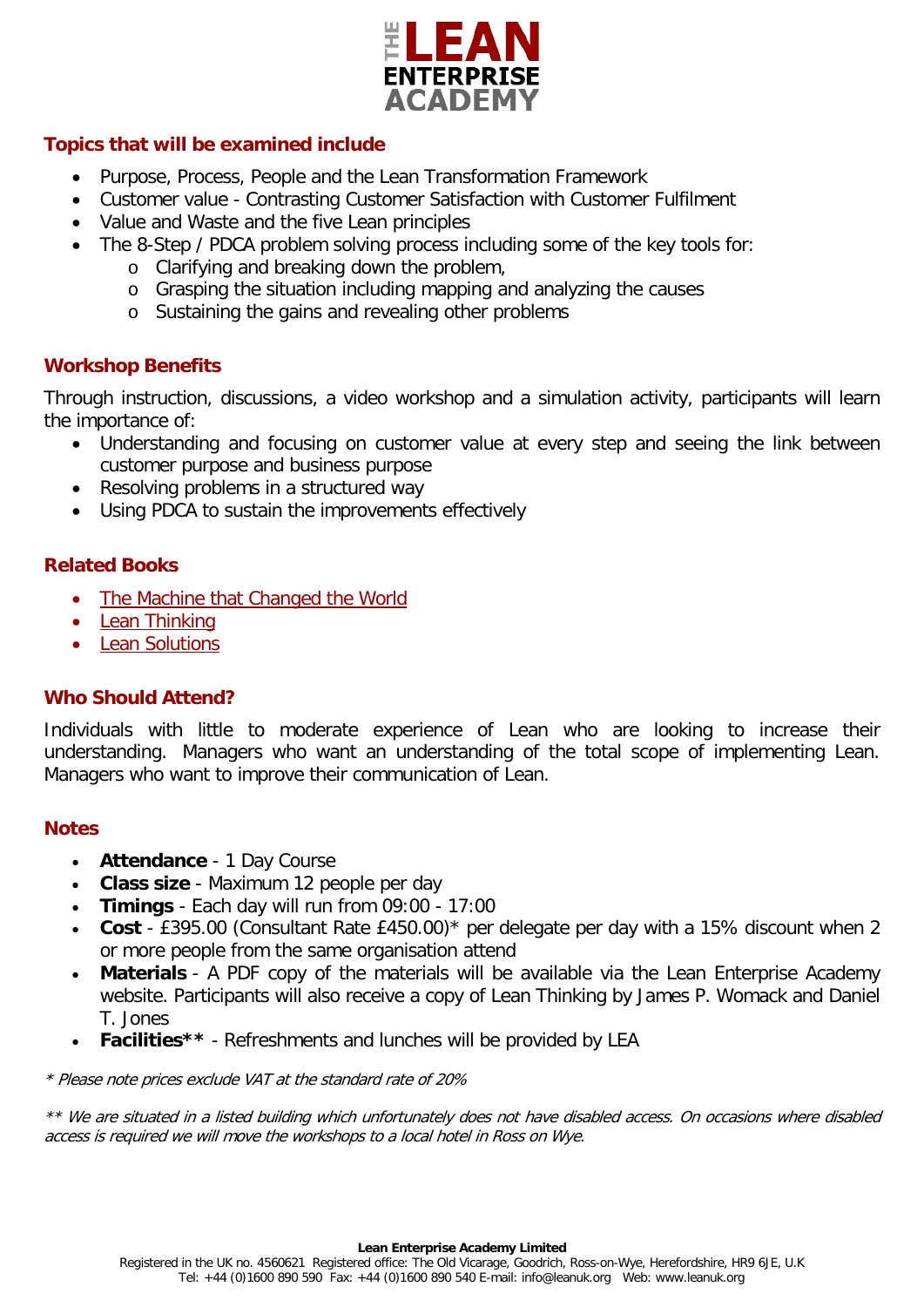## Topics that will be examined include

- Purpose, Process, People and the Lean Transformation Framework
- Customer value - Contrasting Customer Satisfaction with Customer Fulfilment
- Value and Waste and the five Lean principles
- The 8-Step / PDCA problem solving process including some of the key tools for:
    - Clarifying and breaking down the problem,
    - Grasping the situation including mapping and analyzing the causes
    - Sustaining the gains and revealing other problems

## Workshop Benefits

Through instruction, discussions, a video workshop and a simulation activity, participants will learn the importance of:

- Understanding and focusing on customer value at every step and seeing the link between customer purpose and business purpose
- Resolving problems in a structured way
- Using PDCA to sustain the improvements effectively

## Related Books

- The Machine that Changed the World
- Lean Thinking
- Lean Solutions

## Who Should Attend?

Individuals with little to moderate experience of Lean who are looking to increase their understanding. Managers who want an understanding of the total scope of implementing Lean. Managers who want to improve their communication of Lean.

## Notes

- **Attendance** - 1 Day Course
- **Class size** - Maximum 12 people per day
- **Timings** - Each day will run from 09:00 - 17:00
- **Cost** - £395.00 (Consultant Rate £450.00)* per delegate per day with a 15% discount when 2 or more people from the same organisation attend
- **Materials** - A PDF copy of the materials will be available via the Lean Enterprise Academy website. Participants will also receive a copy of Lean Thinking by James P. Womack and Daniel T. Jones
- **Facilities**** - Refreshments and lunches will be provided by LEA

*\* Please note prices exclude VAT at the standard rate of 20%*

*\*\* We are situated in a listed building which unfortunately does not have disabled access. On occasions where disabled access is required we will move the workshops to a local hotel in Ross on Wye.*

**Lean Enterprise Academy Limited**
Registered in the UK no. 4560621 Registered office: The Old Vicarage, Goodrich, Ross-on-Wye, Herefordshire, HR9 6JE, U.K
Tel: +44 (0)1600 890 590 Fax: +44 (0)1600 890 540 E-mail: info@leanuk.org Web: www.leanuk.org